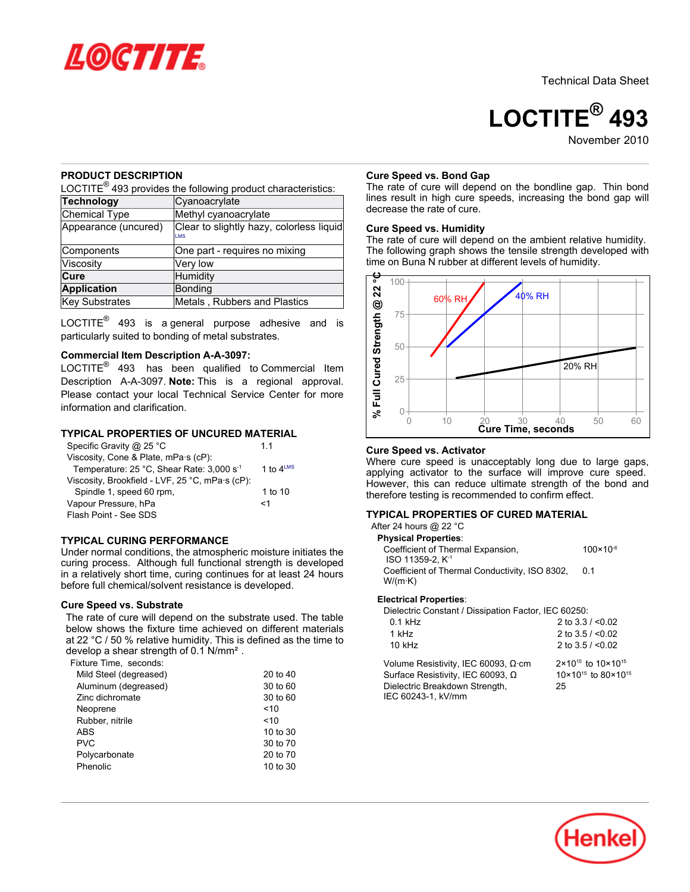Technical Data Sheet

# LOCTITE® 493

November 2010

## PRODUCT DESCRIPTION

LOCTITE® 493 provides the following product characteristics:

| **Technology** | Cyanoacrylate |
|---|---|
| Chemical Type | Methyl cyanoacrylate |
| Appearance (uncured) | Clear to slightly hazy, colorless liquid^LMS |
| Components | One part - requires no mixing |
| Viscosity | Very low |
| **Cure** | Humidity |
| **Application** | Bonding |
| Key Substrates | Metals , Rubbers and Plastics |

LOCTITE® 493 is a general purpose adhesive and is particularly suited to bonding of metal substrates.

**Commercial Item Description A-A-3097:**
LOCTITE® 493 has been qualified to Commercial Item Description A-A-3097. **Note:** This is a regional approval. Please contact your local Technical Service Center for more information and clarification.

## TYPICAL PROPERTIES OF UNCURED MATERIAL

| | |
|---|---|
| Specific Gravity @ 25 °C | 1.1 |
| Viscosity, Cone & Plate, mPa·s (cP): | |
| Temperature: 25 °C, Shear Rate: 3,000 $s^{-1}$ | 1 to 4^LMS |
| Viscosity, Brookfield - LVF, 25 °C, mPa·s (cP): | |
| Spindle 1, speed 60 rpm, | 1 to 10 |
| Vapour Pressure, hPa | <1 |
| Flash Point - See SDS | |

## TYPICAL CURING PERFORMANCE

Under normal conditions, the atmospheric moisture initiates the curing process. Although full functional strength is developed in a relatively short time, curing continues for at least 24 hours before full chemical/solvent resistance is developed.

### Cure Speed vs. Substrate

The rate of cure will depend on the substrate used. The table below shows the fixture time achieved on different materials at 22 °C / 50 % relative humidity. This is defined as the time to develop a shear strength of 0.1 N/mm² .

| Fixture Time, seconds: | |
|---|---|
| Mild Steel (degreased) | 20 to 40 |
| Aluminum (degreased) | 30 to 60 |
| Zinc dichromate | 30 to 60 |
| Neoprene | <10 |
| Rubber, nitrile | <10 |
| ABS | 10 to 30 |
| PVC | 30 to 70 |
| Polycarbonate | 20 to 70 |
| Phenolic | 10 to 30 |

### Cure Speed vs. Bond Gap

The rate of cure will depend on the bondline gap. Thin bond lines result in high cure speeds, increasing the bond gap will decrease the rate of cure.

### Cure Speed vs. Humidity

The rate of cure will depend on the ambient relative humidity. The following graph shows the tensile strength developed with time on Buna N rubber at different levels of humidity.

### Cure Speed vs. Activator

Where cure speed is unacceptably long due to large gaps, applying activator to the surface will improve cure speed. However, this can reduce ultimate strength of the bond and therefore testing is recommended to confirm effect.

## TYPICAL PROPERTIES OF CURED MATERIAL

After 24 hours @ 22 °C

**Physical Properties**:

| | |
|---|---|
| Coefficient of Thermal Expansion, ISO 11359-2, $K^{-1}$ | $100\times10^{-6}$ |
| Coefficient of Thermal Conductivity, ISO 8302, W/(m·K) | 0.1 |

**Electrical Properties**:

| | |
|---|---|
| Dielectric Constant / Dissipation Factor, IEC 60250: | |
| 0.1 kHz | 2 to 3.3 / <0.02 |
| 1 kHz | 2 to 3.5 / <0.02 |
| 10 kHz | 2 to 3.5 / <0.02 |
| Volume Resistivity, IEC 60093, Ω·cm | $2\times10^{15}$ to $10\times10^{15}$ |
| Surface Resistivity, IEC 60093, Ω | $10\times10^{15}$ to $80\times10^{15}$ |
| Dielectric Breakdown Strength, IEC 60243-1, kV/mm | 25 |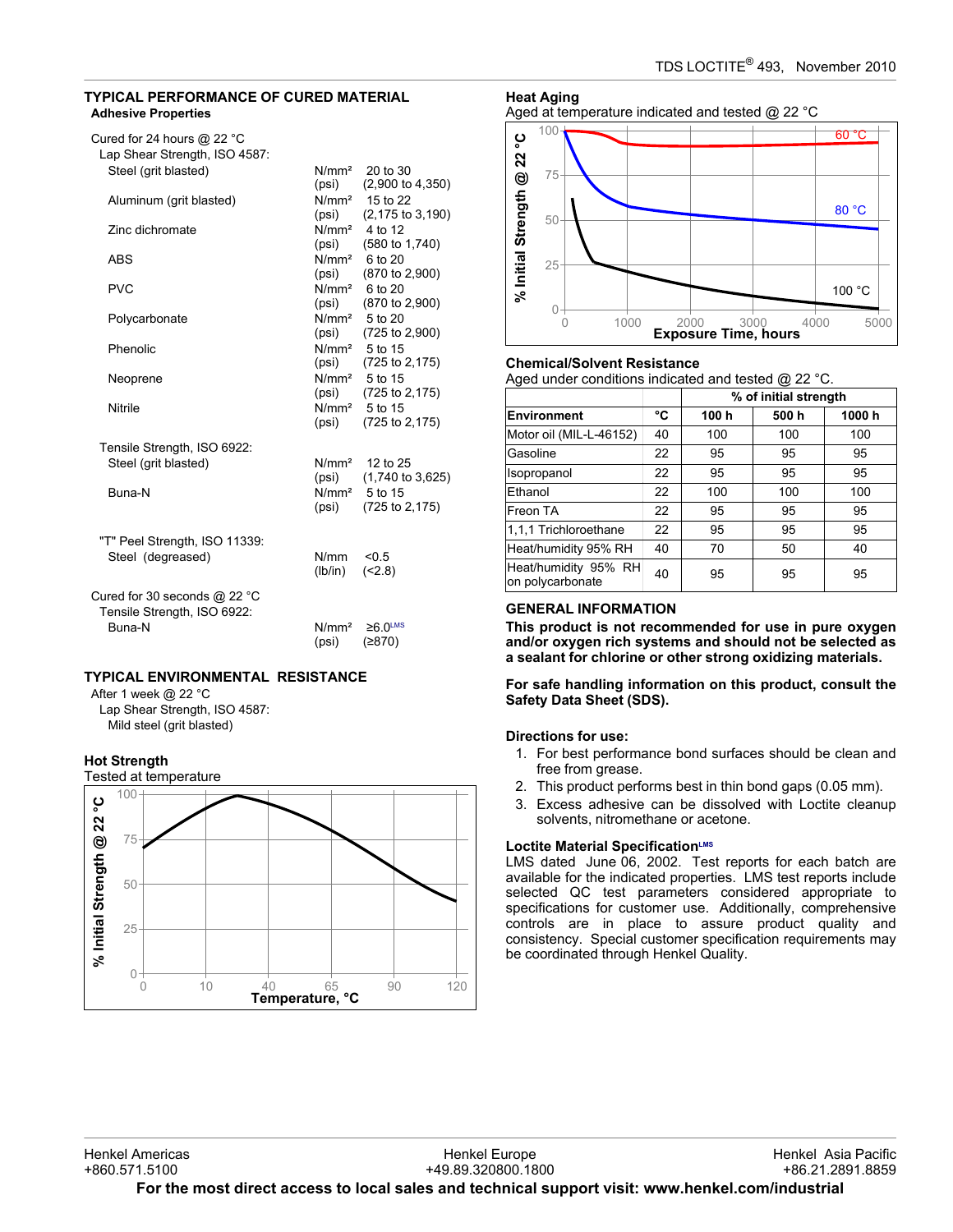## TYPICAL PERFORMANCE OF CURED MATERIAL

### Adhesive Properties

Cured for 24 hours @ 22 °C

Lap Shear Strength, ISO 4587:

| | | |
|---|---|---|
| Steel (grit blasted) | N/mm² (psi) | 20 to 30 (2,900 to 4,350) |
| Aluminum (grit blasted) | N/mm² (psi) | 15 to 22 (2,175 to 3,190) |
| Zinc dichromate | N/mm² (psi) | 4 to 12 (580 to 1,740) |
| ABS | N/mm² (psi) | 6 to 20 (870 to 2,900) |
| PVC | N/mm² (psi) | 6 to 20 (870 to 2,900) |
| Polycarbonate | N/mm² (psi) | 5 to 20 (725 to 2,900) |
| Phenolic | N/mm² (psi) | 5 to 15 (725 to 2,175) |
| Neoprene | N/mm² (psi) | 5 to 15 (725 to 2,175) |
| Nitrile | N/mm² (psi) | 5 to 15 (725 to 2,175) |

Tensile Strength, ISO 6922:

| | | |
|---|---|---|
| Steel (grit blasted) | N/mm² (psi) | 12 to 25 (1,740 to 3,625) |
| Buna-N | N/mm² (psi) | 5 to 15 (725 to 2,175) |

"T" Peel Strength, ISO 11339:

| | | |
|---|---|---|
| Steel (degreased) | N/mm (lb/in) | <0.5 (<2.8) |

Cured for 30 seconds @ 22 °C

Tensile Strength, ISO 6922:

| | | |
|---|---|---|
| Buna-N | N/mm² (psi) | ≥6.0[LMS] (≥870) |

## TYPICAL ENVIRONMENTAL RESISTANCE

After 1 week @ 22 °C

Lap Shear Strength, ISO 4587:

Mild steel (grit blasted)

### Hot Strength

Tested at temperature

### Heat Aging

Aged at temperature indicated and tested @ 22 °C

### Chemical/Solvent Resistance

Aged under conditions indicated and tested @ 22 °C.

| Environment | °C | % of initial strength 100 h | 500 h | 1000 h |
|---|---|---|---|---|
| Motor oil (MIL-L-46152) | 40 | 100 | 100 | 100 |
| Gasoline | 22 | 95 | 95 | 95 |
| Isopropanol | 22 | 95 | 95 | 95 |
| Ethanol | 22 | 100 | 100 | 100 |
| Freon TA | 22 | 95 | 95 | 95 |
| 1,1,1 Trichloroethane | 22 | 95 | 95 | 95 |
| Heat/humidity 95% RH | 40 | 70 | 50 | 40 |
| Heat/humidity 95% RH on polycarbonate | 40 | 95 | 95 | 95 |

## GENERAL INFORMATION

**This product is not recommended for use in pure oxygen and/or oxygen rich systems and should not be selected as a sealant for chlorine or other strong oxidizing materials.**

**For safe handling information on this product, consult the Safety Data Sheet (SDS).**

**Directions for use:**

1. For best performance bond surfaces should be clean and free from grease.
2. This product performs best in thin bond gaps (0.05 mm).
3. Excess adhesive can be dissolved with Loctite cleanup solvents, nitromethane or acetone.

**Loctite Material Specification[LMS]**

LMS dated June 06, 2002. Test reports for each batch are available for the indicated properties. LMS test reports include selected QC test parameters considered appropriate to specifications for customer use. Additionally, comprehensive controls are in place to assure product quality and consistency. Special customer specification requirements may be coordinated through Henkel Quality.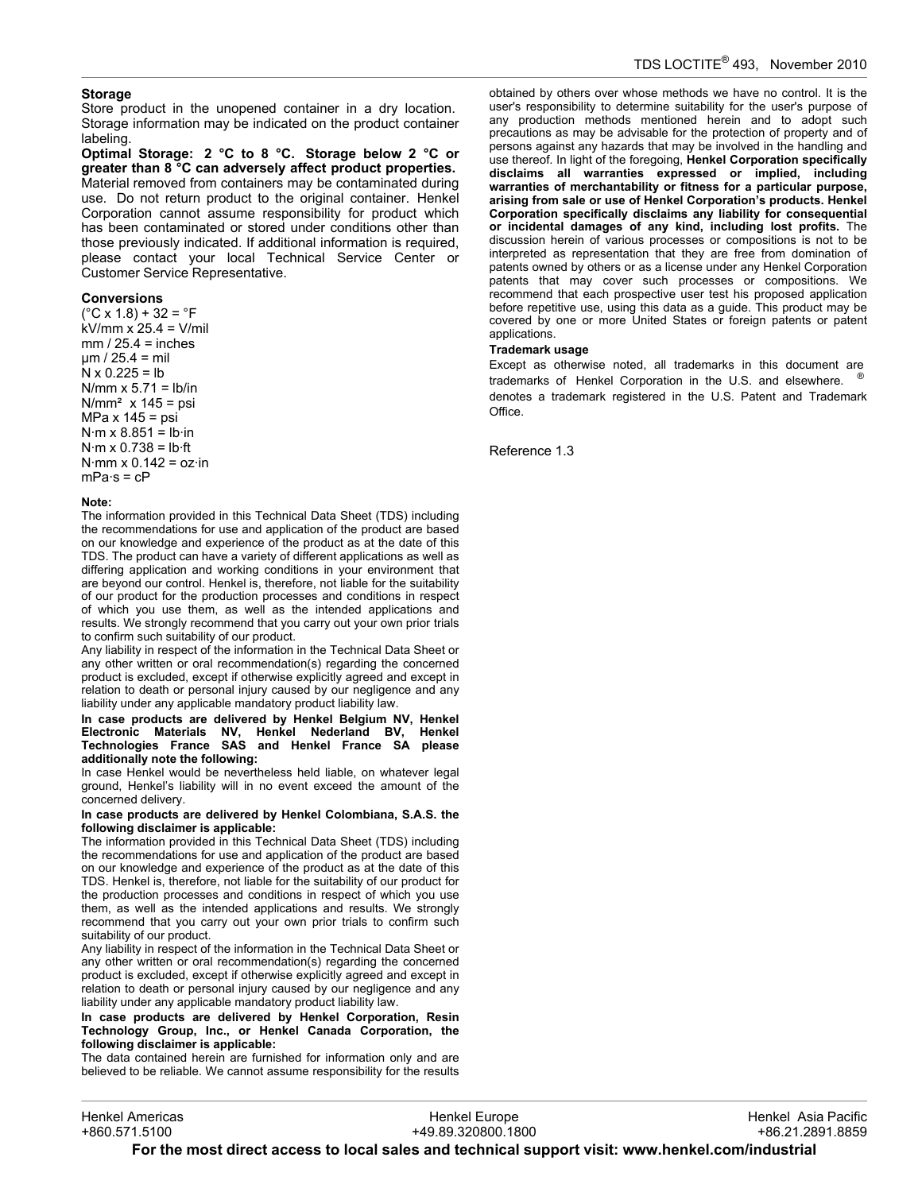## Storage

Store product in the unopened container in a dry location. Storage information may be indicated on the product container labeling.

**Optimal Storage: 2 °C to 8 °C. Storage below 2 °C or greater than 8 °C can adversely affect product properties.** Material removed from containers may be contaminated during use. Do not return product to the original container. Henkel Corporation cannot assume responsibility for product which has been contaminated or stored under conditions other than those previously indicated. If additional information is required, please contact your local Technical Service Center or Customer Service Representative.

## Conversions

(°C x 1.8) + 32 = °F
kV/mm x 25.4 = V/mil
mm / 25.4 = inches
µm / 25.4 = mil
N x 0.225 = lb
N/mm x 5.71 = lb/in
N/mm² x 145 = psi
MPa x 145 = psi
N·m x 8.851 = lb·in
N·m x 0.738 = lb·ft
N·mm x 0.142 = oz·in
mPa·s = cP

**Note:**

The information provided in this Technical Data Sheet (TDS) including the recommendations for use and application of the product are based on our knowledge and experience of the product as at the date of this TDS. The product can have a variety of different applications as well as differing application and working conditions in your environment that are beyond our control. Henkel is, therefore, not liable for the suitability of our product for the production processes and conditions in respect of which you use them, as well as the intended applications and results. We strongly recommend that you carry out your own prior trials to confirm such suitability of our product.

Any liability in respect of the information in the Technical Data Sheet or any other written or oral recommendation(s) regarding the concerned product is excluded, except if otherwise explicitly agreed and except in relation to death or personal injury caused by our negligence and any liability under any applicable mandatory product liability law.

**In case products are delivered by Henkel Belgium NV, Henkel Electronic Materials NV, Henkel Nederland BV, Henkel Technologies France SAS and Henkel France SA please additionally note the following:**

In case Henkel would be nevertheless held liable, on whatever legal ground, Henkel's liability will in no event exceed the amount of the concerned delivery.

**In case products are delivered by Henkel Colombiana, S.A.S. the following disclaimer is applicable:**

The information provided in this Technical Data Sheet (TDS) including the recommendations for use and application of the product are based on our knowledge and experience of the product as at the date of this TDS. Henkel is, therefore, not liable for the suitability of our product for the production processes and conditions in respect of which you use them, as well as the intended applications and results. We strongly recommend that you carry out your own prior trials to confirm such suitability of our product.

Any liability in respect of the information in the Technical Data Sheet or any other written or oral recommendation(s) regarding the concerned product is excluded, except if otherwise explicitly agreed and except in relation to death or personal injury caused by our negligence and any liability under any applicable mandatory product liability law.

**In case products are delivered by Henkel Corporation, Resin Technology Group, Inc., or Henkel Canada Corporation, the following disclaimer is applicable:**

The data contained herein are furnished for information only and are believed to be reliable. We cannot assume responsibility for the results obtained by others over whose methods we have no control. It is the user's responsibility to determine suitability for the user's purpose of any production methods mentioned herein and to adopt such precautions as may be advisable for the protection of property and of persons against any hazards that may be involved in the handling and use thereof. In light of the foregoing, **Henkel Corporation specifically disclaims all warranties expressed or implied, including warranties of merchantability or fitness for a particular purpose, arising from sale or use of Henkel Corporation's products. Henkel Corporation specifically disclaims any liability for consequential or incidental damages of any kind, including lost profits.** The discussion herein of various processes or compositions is not to be interpreted as representation that they are free from domination of patents owned by others or as a license under any Henkel Corporation patents that may cover such processes or compositions. We recommend that each prospective user test his proposed application before repetitive use, using this data as a guide. This product may be covered by one or more United States or foreign patents or patent applications.

**Trademark usage**

Except as otherwise noted, all trademarks in this document are trademarks of Henkel Corporation in the U.S. and elsewhere. ® denotes a trademark registered in the U.S. Patent and Trademark Office.

Reference 1.3

Henkel Americas
+860.571.5100

Henkel Europe
+49.89.320800.1800

Henkel Asia Pacific
+86.21.2891.8859

**For the most direct access to local sales and technical support visit: www.henkel.com/industrial**